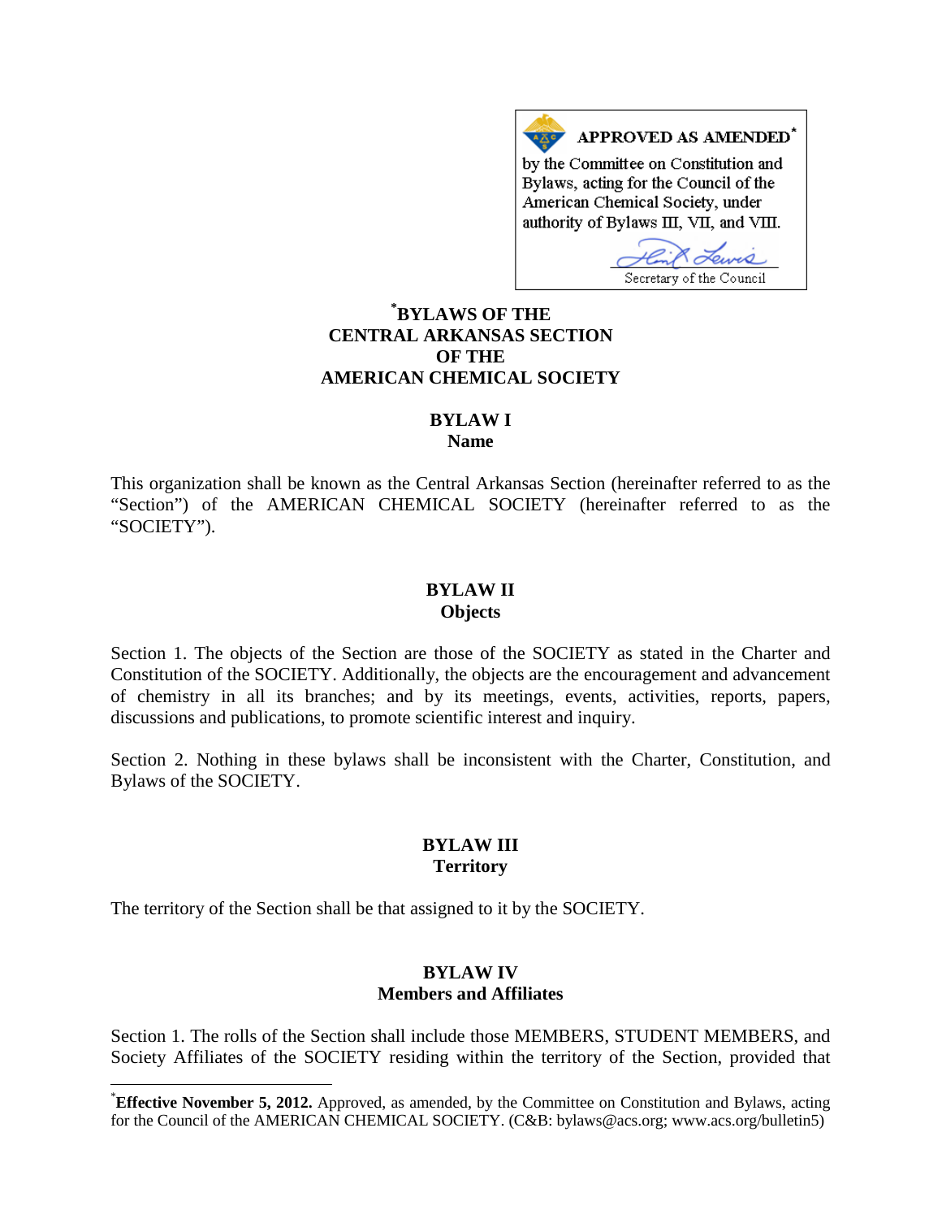**APPROVED AS AMENDED*** by the Committee on Constitution and Bylaws, acting for the Council of the American Chemical Society, under authority of Bylaws III, VII, and VIII.

Secretary of the Council

# *BYLAWS OF THE CENTRAL ARKANSAS SECTION OF THE AMERICAN CHEMICAL SOCIETY

## BYLAW I
## Name

This organization shall be known as the Central Arkansas Section (hereinafter referred to as the "Section") of the AMERICAN CHEMICAL SOCIETY (hereinafter referred to as the "SOCIETY").

## BYLAW II
## Objects

Section 1. The objects of the Section are those of the SOCIETY as stated in the Charter and Constitution of the SOCIETY. Additionally, the objects are the encouragement and advancement of chemistry in all its branches; and by its meetings, events, activities, reports, papers, discussions and publications, to promote scientific interest and inquiry.

Section 2. Nothing in these bylaws shall be inconsistent with the Charter, Constitution, and Bylaws of the SOCIETY.

## BYLAW III
## Territory

The territory of the Section shall be that assigned to it by the SOCIETY.

## BYLAW IV
## Members and Affiliates

Section 1. The rolls of the Section shall include those MEMBERS, STUDENT MEMBERS, and Society Affiliates of the SOCIETY residing within the territory of the Section, provided that

---

***Effective November 5, 2012.** Approved, as amended, by the Committee on Constitution and Bylaws, acting for the Council of the AMERICAN CHEMICAL SOCIETY. (C&B: bylaws@acs.org; www.acs.org/bulletin5)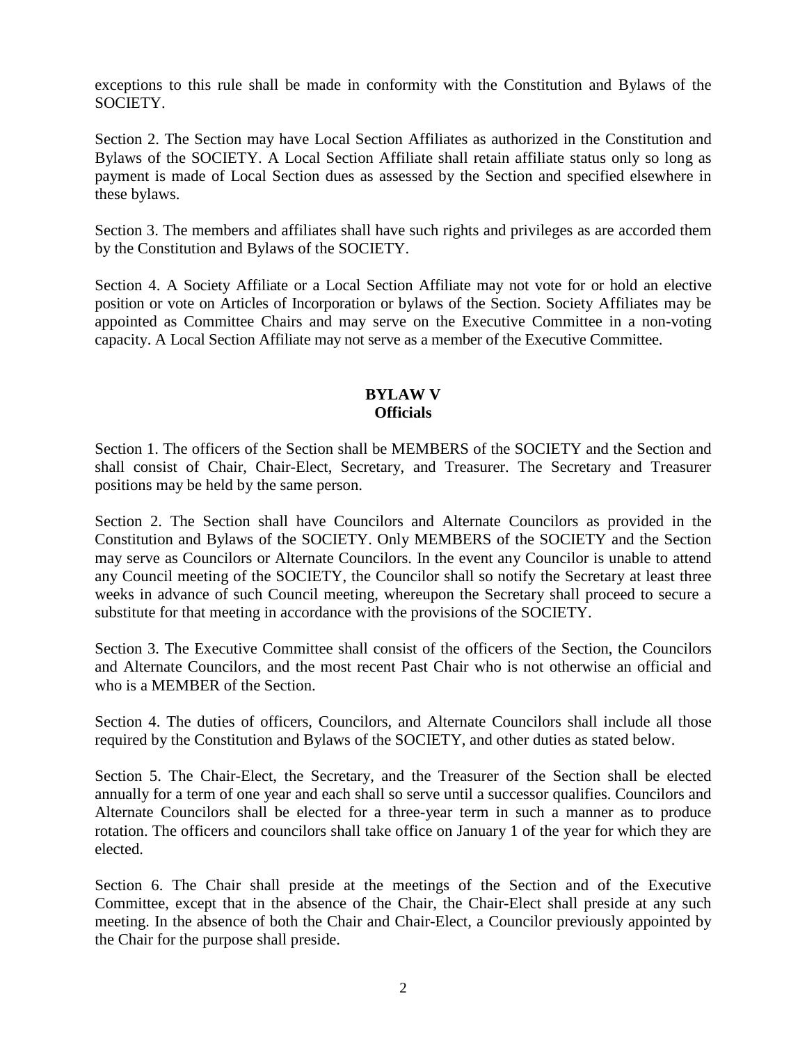exceptions to this rule shall be made in conformity with the Constitution and Bylaws of the SOCIETY.

Section 2. The Section may have Local Section Affiliates as authorized in the Constitution and Bylaws of the SOCIETY. A Local Section Affiliate shall retain affiliate status only so long as payment is made of Local Section dues as assessed by the Section and specified elsewhere in these bylaws.

Section 3. The members and affiliates shall have such rights and privileges as are accorded them by the Constitution and Bylaws of the SOCIETY.

Section 4. A Society Affiliate or a Local Section Affiliate may not vote for or hold an elective position or vote on Articles of Incorporation or bylaws of the Section. Society Affiliates may be appointed as Committee Chairs and may serve on the Executive Committee in a non-voting capacity. A Local Section Affiliate may not serve as a member of the Executive Committee.

## BYLAW V
## Officials

Section 1. The officers of the Section shall be MEMBERS of the SOCIETY and the Section and shall consist of Chair, Chair-Elect, Secretary, and Treasurer. The Secretary and Treasurer positions may be held by the same person.

Section 2. The Section shall have Councilors and Alternate Councilors as provided in the Constitution and Bylaws of the SOCIETY. Only MEMBERS of the SOCIETY and the Section may serve as Councilors or Alternate Councilors. In the event any Councilor is unable to attend any Council meeting of the SOCIETY, the Councilor shall so notify the Secretary at least three weeks in advance of such Council meeting, whereupon the Secretary shall proceed to secure a substitute for that meeting in accordance with the provisions of the SOCIETY.

Section 3. The Executive Committee shall consist of the officers of the Section, the Councilors and Alternate Councilors, and the most recent Past Chair who is not otherwise an official and who is a MEMBER of the Section.

Section 4. The duties of officers, Councilors, and Alternate Councilors shall include all those required by the Constitution and Bylaws of the SOCIETY, and other duties as stated below.

Section 5. The Chair-Elect, the Secretary, and the Treasurer of the Section shall be elected annually for a term of one year and each shall so serve until a successor qualifies. Councilors and Alternate Councilors shall be elected for a three-year term in such a manner as to produce rotation. The officers and councilors shall take office on January 1 of the year for which they are elected.

Section 6. The Chair shall preside at the meetings of the Section and of the Executive Committee, except that in the absence of the Chair, the Chair-Elect shall preside at any such meeting. In the absence of both the Chair and Chair-Elect, a Councilor previously appointed by the Chair for the purpose shall preside.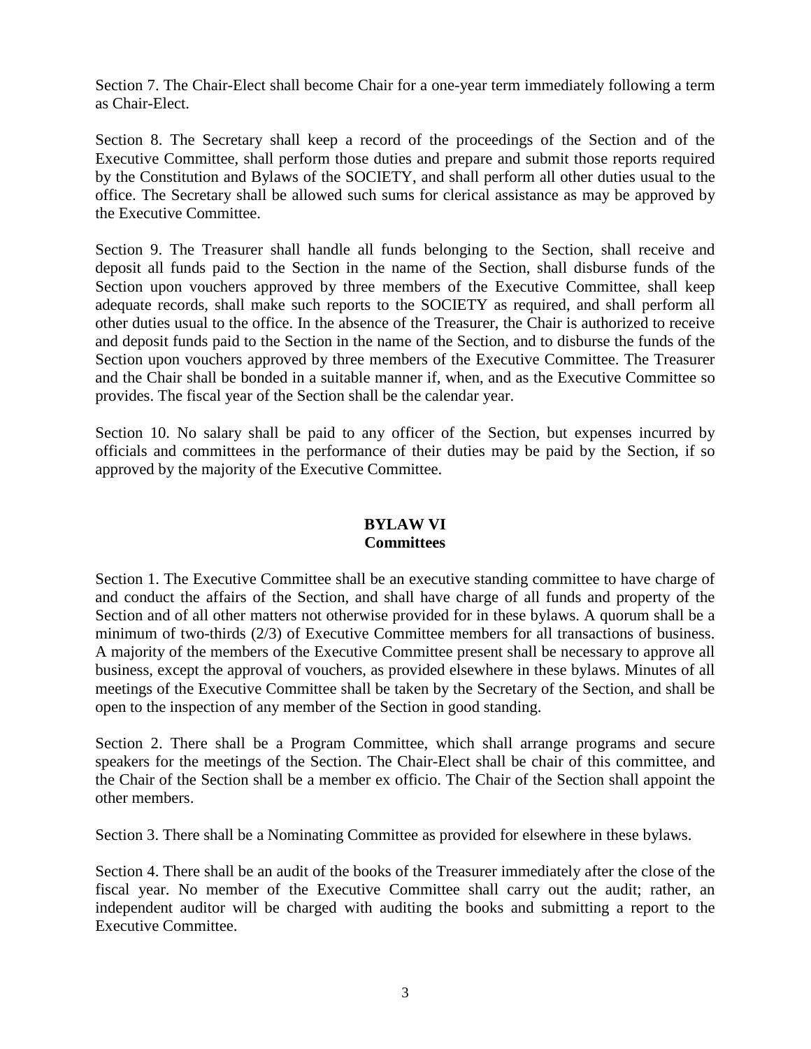Section 7. The Chair-Elect shall become Chair for a one-year term immediately following a term as Chair-Elect.

Section 8. The Secretary shall keep a record of the proceedings of the Section and of the Executive Committee, shall perform those duties and prepare and submit those reports required by the Constitution and Bylaws of the SOCIETY, and shall perform all other duties usual to the office. The Secretary shall be allowed such sums for clerical assistance as may be approved by the Executive Committee.

Section 9. The Treasurer shall handle all funds belonging to the Section, shall receive and deposit all funds paid to the Section in the name of the Section, shall disburse funds of the Section upon vouchers approved by three members of the Executive Committee, shall keep adequate records, shall make such reports to the SOCIETY as required, and shall perform all other duties usual to the office. In the absence of the Treasurer, the Chair is authorized to receive and deposit funds paid to the Section in the name of the Section, and to disburse the funds of the Section upon vouchers approved by three members of the Executive Committee. The Treasurer and the Chair shall be bonded in a suitable manner if, when, and as the Executive Committee so provides. The fiscal year of the Section shall be the calendar year.

Section 10. No salary shall be paid to any officer of the Section, but expenses incurred by officials and committees in the performance of their duties may be paid by the Section, if so approved by the majority of the Executive Committee.

## BYLAW VI
## Committees

Section 1. The Executive Committee shall be an executive standing committee to have charge of and conduct the affairs of the Section, and shall have charge of all funds and property of the Section and of all other matters not otherwise provided for in these bylaws. A quorum shall be a minimum of two-thirds (2/3) of Executive Committee members for all transactions of business. A majority of the members of the Executive Committee present shall be necessary to approve all business, except the approval of vouchers, as provided elsewhere in these bylaws. Minutes of all meetings of the Executive Committee shall be taken by the Secretary of the Section, and shall be open to the inspection of any member of the Section in good standing.

Section 2. There shall be a Program Committee, which shall arrange programs and secure speakers for the meetings of the Section. The Chair-Elect shall be chair of this committee, and the Chair of the Section shall be a member ex officio. The Chair of the Section shall appoint the other members.

Section 3. There shall be a Nominating Committee as provided for elsewhere in these bylaws.

Section 4. There shall be an audit of the books of the Treasurer immediately after the close of the fiscal year. No member of the Executive Committee shall carry out the audit; rather, an independent auditor will be charged with auditing the books and submitting a report to the Executive Committee.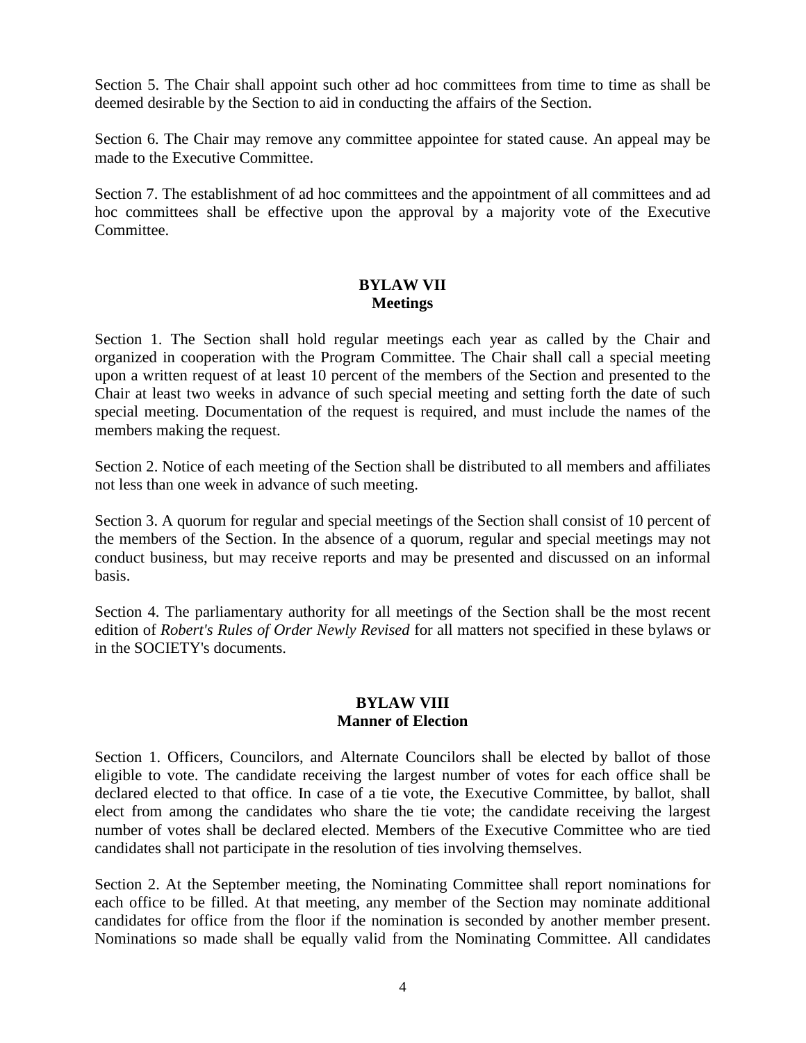Section 5. The Chair shall appoint such other ad hoc committees from time to time as shall be deemed desirable by the Section to aid in conducting the affairs of the Section.

Section 6. The Chair may remove any committee appointee for stated cause. An appeal may be made to the Executive Committee.

Section 7. The establishment of ad hoc committees and the appointment of all committees and ad hoc committees shall be effective upon the approval by a majority vote of the Executive Committee.

## BYLAW VII
## Meetings

Section 1. The Section shall hold regular meetings each year as called by the Chair and organized in cooperation with the Program Committee. The Chair shall call a special meeting upon a written request of at least 10 percent of the members of the Section and presented to the Chair at least two weeks in advance of such special meeting and setting forth the date of such special meeting. Documentation of the request is required, and must include the names of the members making the request.

Section 2. Notice of each meeting of the Section shall be distributed to all members and affiliates not less than one week in advance of such meeting.

Section 3. A quorum for regular and special meetings of the Section shall consist of 10 percent of the members of the Section. In the absence of a quorum, regular and special meetings may not conduct business, but may receive reports and may be presented and discussed on an informal basis.

Section 4. The parliamentary authority for all meetings of the Section shall be the most recent edition of *Robert's Rules of Order Newly Revised* for all matters not specified in these bylaws or in the SOCIETY's documents.

## BYLAW VIII
## Manner of Election

Section 1. Officers, Councilors, and Alternate Councilors shall be elected by ballot of those eligible to vote. The candidate receiving the largest number of votes for each office shall be declared elected to that office. In case of a tie vote, the Executive Committee, by ballot, shall elect from among the candidates who share the tie vote; the candidate receiving the largest number of votes shall be declared elected. Members of the Executive Committee who are tied candidates shall not participate in the resolution of ties involving themselves.

Section 2. At the September meeting, the Nominating Committee shall report nominations for each office to be filled. At that meeting, any member of the Section may nominate additional candidates for office from the floor if the nomination is seconded by another member present. Nominations so made shall be equally valid from the Nominating Committee. All candidates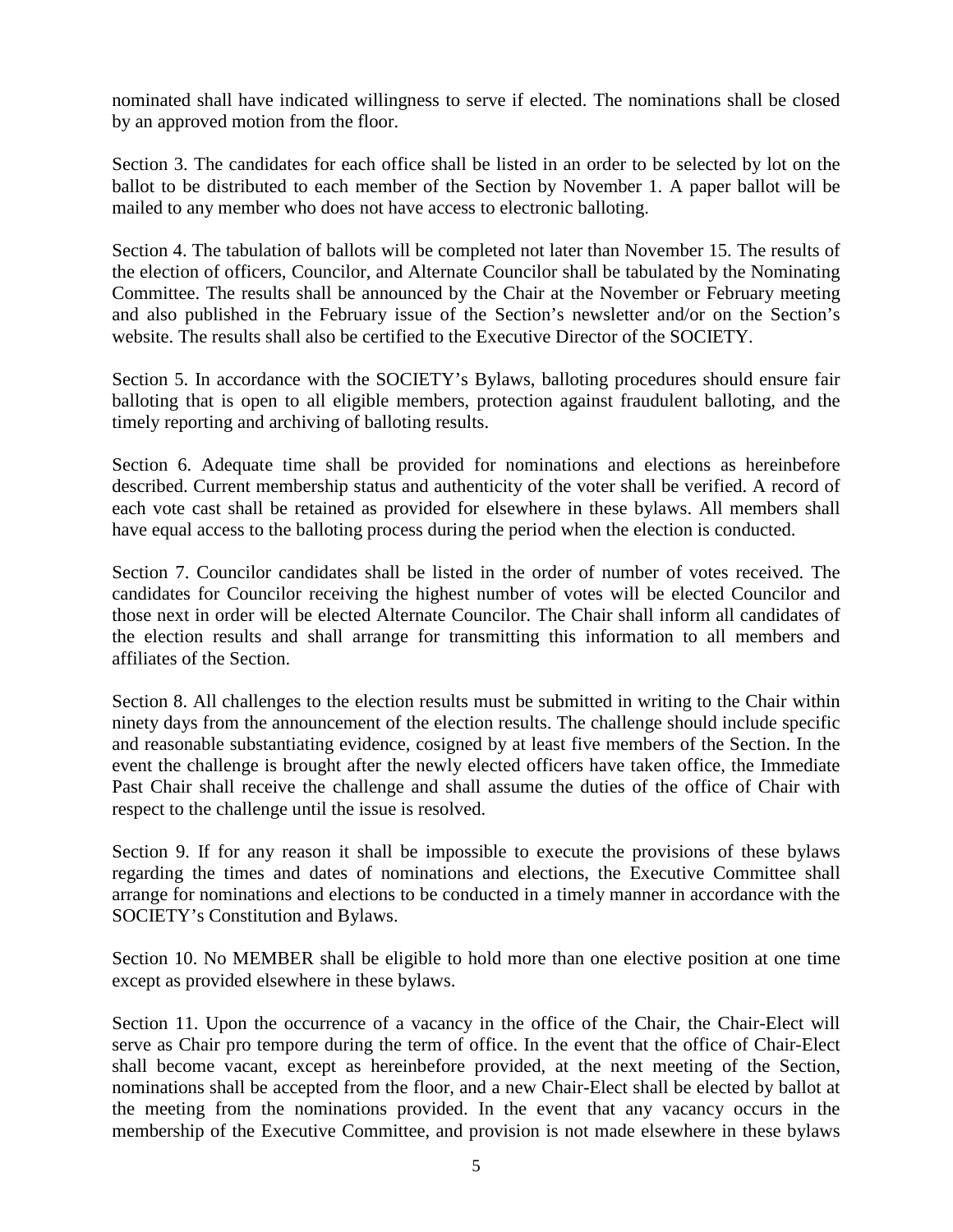nominated shall have indicated willingness to serve if elected. The nominations shall be closed by an approved motion from the floor.

Section 3. The candidates for each office shall be listed in an order to be selected by lot on the ballot to be distributed to each member of the Section by November 1. A paper ballot will be mailed to any member who does not have access to electronic balloting.

Section 4. The tabulation of ballots will be completed not later than November 15. The results of the election of officers, Councilor, and Alternate Councilor shall be tabulated by the Nominating Committee. The results shall be announced by the Chair at the November or February meeting and also published in the February issue of the Section's newsletter and/or on the Section's website. The results shall also be certified to the Executive Director of the SOCIETY.

Section 5. In accordance with the SOCIETY's Bylaws, balloting procedures should ensure fair balloting that is open to all eligible members, protection against fraudulent balloting, and the timely reporting and archiving of balloting results.

Section 6. Adequate time shall be provided for nominations and elections as hereinbefore described. Current membership status and authenticity of the voter shall be verified. A record of each vote cast shall be retained as provided for elsewhere in these bylaws. All members shall have equal access to the balloting process during the period when the election is conducted.

Section 7. Councilor candidates shall be listed in the order of number of votes received. The candidates for Councilor receiving the highest number of votes will be elected Councilor and those next in order will be elected Alternate Councilor. The Chair shall inform all candidates of the election results and shall arrange for transmitting this information to all members and affiliates of the Section.

Section 8. All challenges to the election results must be submitted in writing to the Chair within ninety days from the announcement of the election results. The challenge should include specific and reasonable substantiating evidence, cosigned by at least five members of the Section. In the event the challenge is brought after the newly elected officers have taken office, the Immediate Past Chair shall receive the challenge and shall assume the duties of the office of Chair with respect to the challenge until the issue is resolved.

Section 9. If for any reason it shall be impossible to execute the provisions of these bylaws regarding the times and dates of nominations and elections, the Executive Committee shall arrange for nominations and elections to be conducted in a timely manner in accordance with the SOCIETY's Constitution and Bylaws.

Section 10. No MEMBER shall be eligible to hold more than one elective position at one time except as provided elsewhere in these bylaws.

Section 11. Upon the occurrence of a vacancy in the office of the Chair, the Chair-Elect will serve as Chair pro tempore during the term of office. In the event that the office of Chair-Elect shall become vacant, except as hereinbefore provided, at the next meeting of the Section, nominations shall be accepted from the floor, and a new Chair-Elect shall be elected by ballot at the meeting from the nominations provided. In the event that any vacancy occurs in the membership of the Executive Committee, and provision is not made elsewhere in these bylaws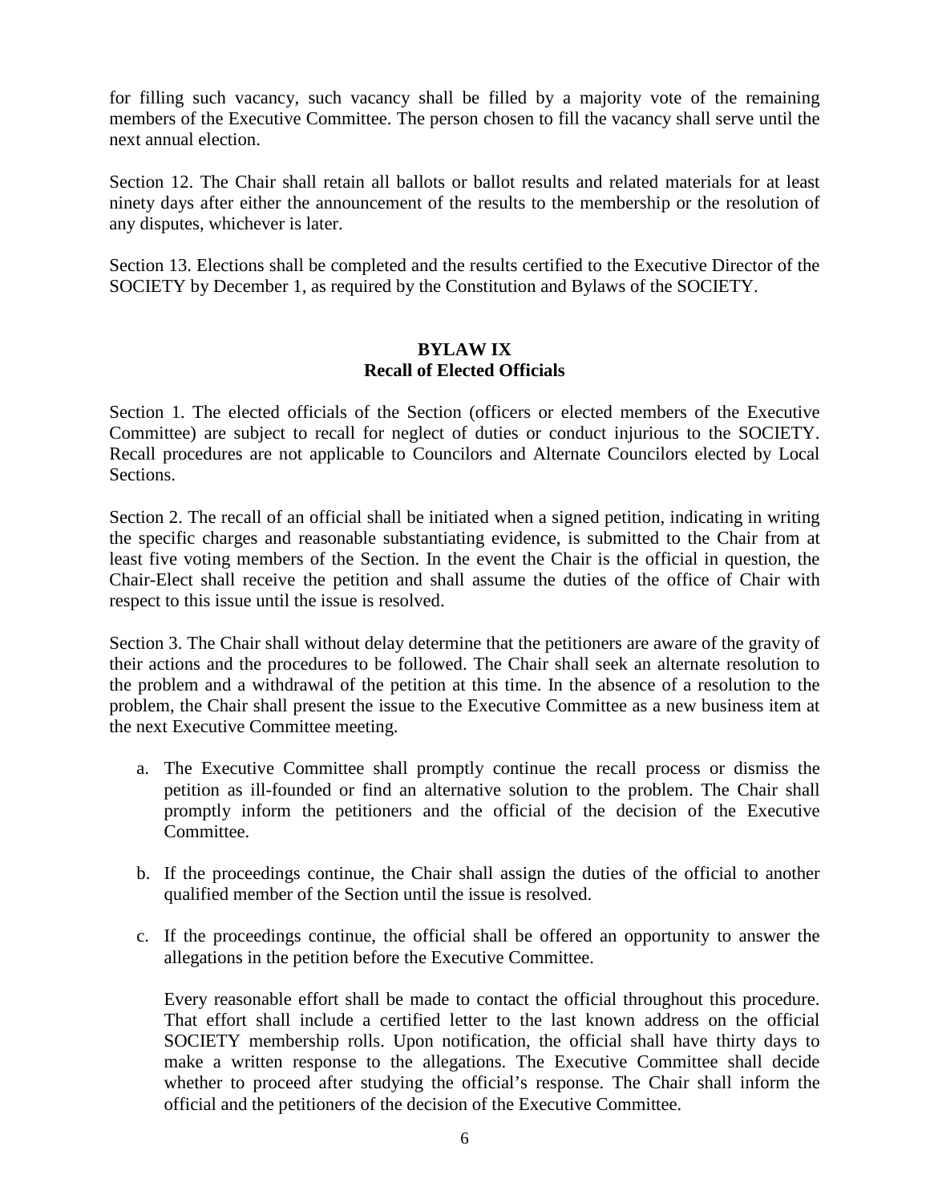for filling such vacancy, such vacancy shall be filled by a majority vote of the remaining members of the Executive Committee. The person chosen to fill the vacancy shall serve until the next annual election.

Section 12. The Chair shall retain all ballots or ballot results and related materials for at least ninety days after either the announcement of the results to the membership or the resolution of any disputes, whichever is later.

Section 13. Elections shall be completed and the results certified to the Executive Director of the SOCIETY by December 1, as required by the Constitution and Bylaws of the SOCIETY.

## BYLAW IX
## Recall of Elected Officials

Section 1. The elected officials of the Section (officers or elected members of the Executive Committee) are subject to recall for neglect of duties or conduct injurious to the SOCIETY. Recall procedures are not applicable to Councilors and Alternate Councilors elected by Local Sections.

Section 2. The recall of an official shall be initiated when a signed petition, indicating in writing the specific charges and reasonable substantiating evidence, is submitted to the Chair from at least five voting members of the Section. In the event the Chair is the official in question, the Chair-Elect shall receive the petition and shall assume the duties of the office of Chair with respect to this issue until the issue is resolved.

Section 3. The Chair shall without delay determine that the petitioners are aware of the gravity of their actions and the procedures to be followed. The Chair shall seek an alternate resolution to the problem and a withdrawal of the petition at this time. In the absence of a resolution to the problem, the Chair shall present the issue to the Executive Committee as a new business item at the next Executive Committee meeting.

a. The Executive Committee shall promptly continue the recall process or dismiss the petition as ill-founded or find an alternative solution to the problem. The Chair shall promptly inform the petitioners and the official of the decision of the Executive Committee.

b. If the proceedings continue, the Chair shall assign the duties of the official to another qualified member of the Section until the issue is resolved.

c. If the proceedings continue, the official shall be offered an opportunity to answer the allegations in the petition before the Executive Committee.

   Every reasonable effort shall be made to contact the official throughout this procedure. That effort shall include a certified letter to the last known address on the official SOCIETY membership rolls. Upon notification, the official shall have thirty days to make a written response to the allegations. The Executive Committee shall decide whether to proceed after studying the official's response. The Chair shall inform the official and the petitioners of the decision of the Executive Committee.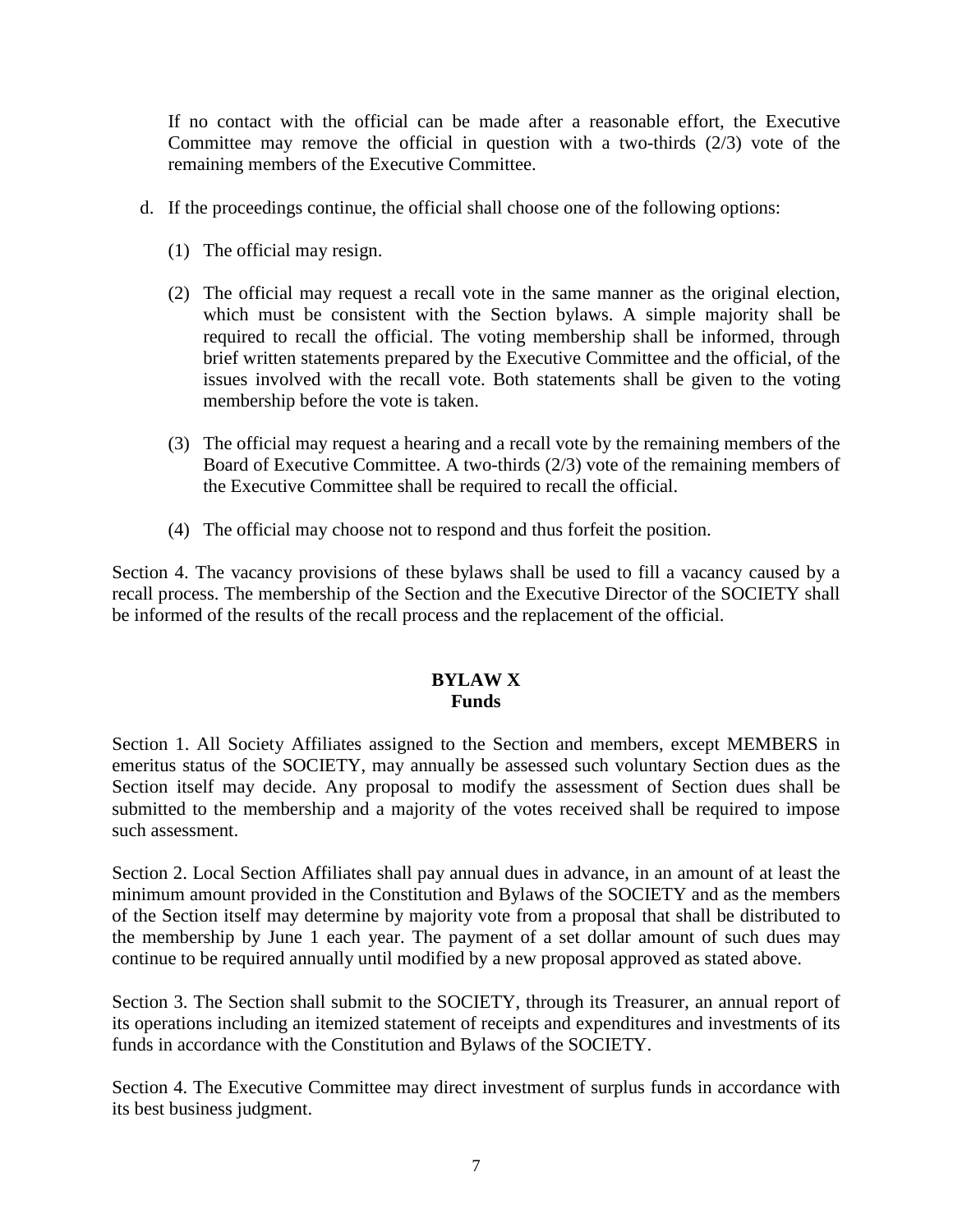If no contact with the official can be made after a reasonable effort, the Executive Committee may remove the official in question with a two-thirds (2/3) vote of the remaining members of the Executive Committee.

d. If the proceedings continue, the official shall choose one of the following options:

   (1) The official may resign.

   (2) The official may request a recall vote in the same manner as the original election, which must be consistent with the Section bylaws. A simple majority shall be required to recall the official. The voting membership shall be informed, through brief written statements prepared by the Executive Committee and the official, of the issues involved with the recall vote. Both statements shall be given to the voting membership before the vote is taken.

   (3) The official may request a hearing and a recall vote by the remaining members of the Board of Executive Committee. A two-thirds (2/3) vote of the remaining members of the Executive Committee shall be required to recall the official.

   (4) The official may choose not to respond and thus forfeit the position.

Section 4. The vacancy provisions of these bylaws shall be used to fill a vacancy caused by a recall process. The membership of the Section and the Executive Director of the SOCIETY shall be informed of the results of the recall process and the replacement of the official.

## BYLAW X
## Funds

Section 1. All Society Affiliates assigned to the Section and members, except MEMBERS in emeritus status of the SOCIETY, may annually be assessed such voluntary Section dues as the Section itself may decide. Any proposal to modify the assessment of Section dues shall be submitted to the membership and a majority of the votes received shall be required to impose such assessment.

Section 2. Local Section Affiliates shall pay annual dues in advance, in an amount of at least the minimum amount provided in the Constitution and Bylaws of the SOCIETY and as the members of the Section itself may determine by majority vote from a proposal that shall be distributed to the membership by June 1 each year. The payment of a set dollar amount of such dues may continue to be required annually until modified by a new proposal approved as stated above.

Section 3. The Section shall submit to the SOCIETY, through its Treasurer, an annual report of its operations including an itemized statement of receipts and expenditures and investments of its funds in accordance with the Constitution and Bylaws of the SOCIETY.

Section 4. The Executive Committee may direct investment of surplus funds in accordance with its best business judgment.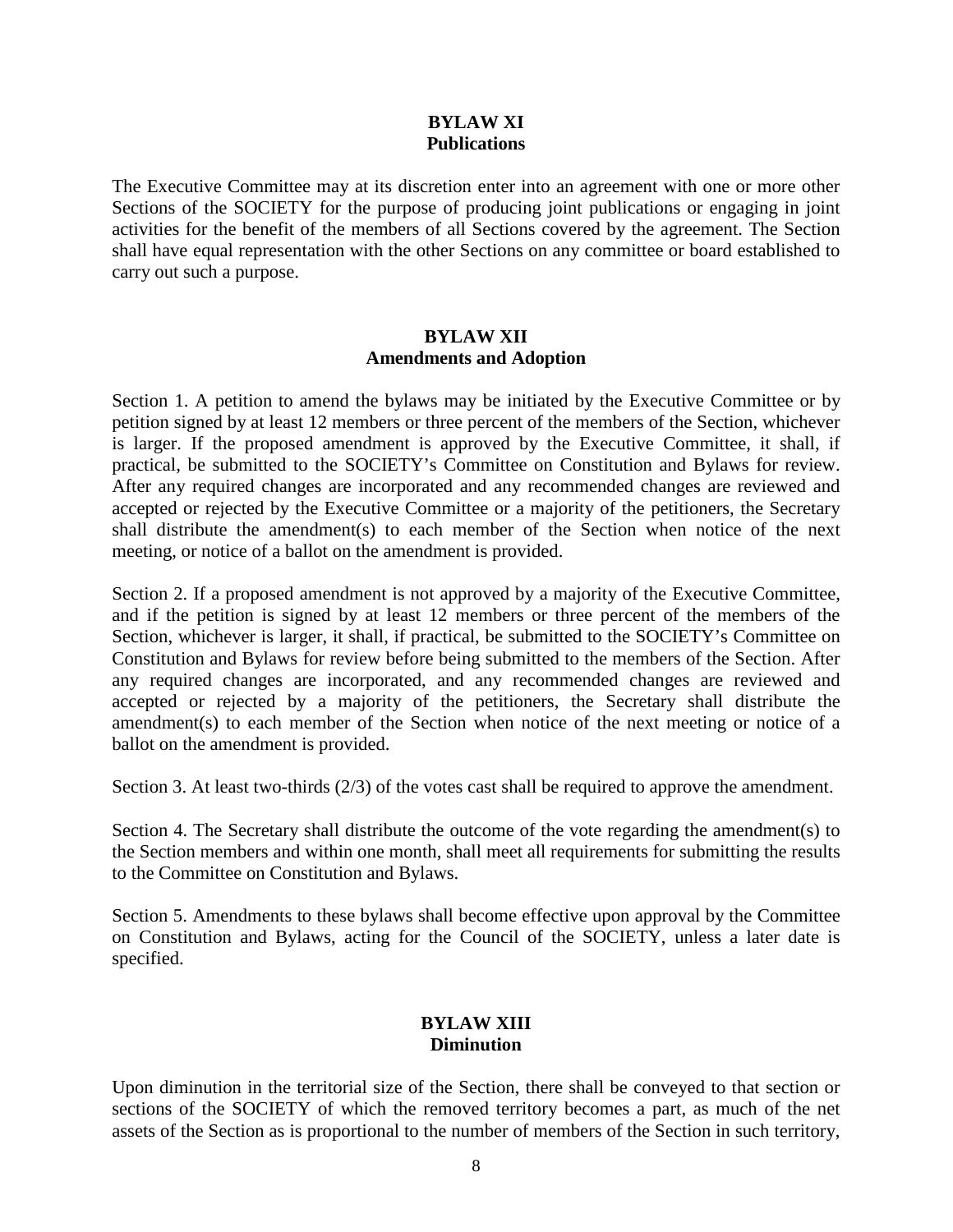## BYLAW XI
**Publications**

The Executive Committee may at its discretion enter into an agreement with one or more other Sections of the SOCIETY for the purpose of producing joint publications or engaging in joint activities for the benefit of the members of all Sections covered by the agreement. The Section shall have equal representation with the other Sections on any committee or board established to carry out such a purpose.

## BYLAW XII
**Amendments and Adoption**

Section 1. A petition to amend the bylaws may be initiated by the Executive Committee or by petition signed by at least 12 members or three percent of the members of the Section, whichever is larger. If the proposed amendment is approved by the Executive Committee, it shall, if practical, be submitted to the SOCIETY's Committee on Constitution and Bylaws for review. After any required changes are incorporated and any recommended changes are reviewed and accepted or rejected by the Executive Committee or a majority of the petitioners, the Secretary shall distribute the amendment(s) to each member of the Section when notice of the next meeting, or notice of a ballot on the amendment is provided.

Section 2. If a proposed amendment is not approved by a majority of the Executive Committee, and if the petition is signed by at least 12 members or three percent of the members of the Section, whichever is larger, it shall, if practical, be submitted to the SOCIETY's Committee on Constitution and Bylaws for review before being submitted to the members of the Section. After any required changes are incorporated, and any recommended changes are reviewed and accepted or rejected by a majority of the petitioners, the Secretary shall distribute the amendment(s) to each member of the Section when notice of the next meeting or notice of a ballot on the amendment is provided.

Section 3. At least two-thirds (2/3) of the votes cast shall be required to approve the amendment.

Section 4. The Secretary shall distribute the outcome of the vote regarding the amendment(s) to the Section members and within one month, shall meet all requirements for submitting the results to the Committee on Constitution and Bylaws.

Section 5. Amendments to these bylaws shall become effective upon approval by the Committee on Constitution and Bylaws, acting for the Council of the SOCIETY, unless a later date is specified.

## BYLAW XIII
**Diminution**

Upon diminution in the territorial size of the Section, there shall be conveyed to that section or sections of the SOCIETY of which the removed territory becomes a part, as much of the net assets of the Section as is proportional to the number of members of the Section in such territory,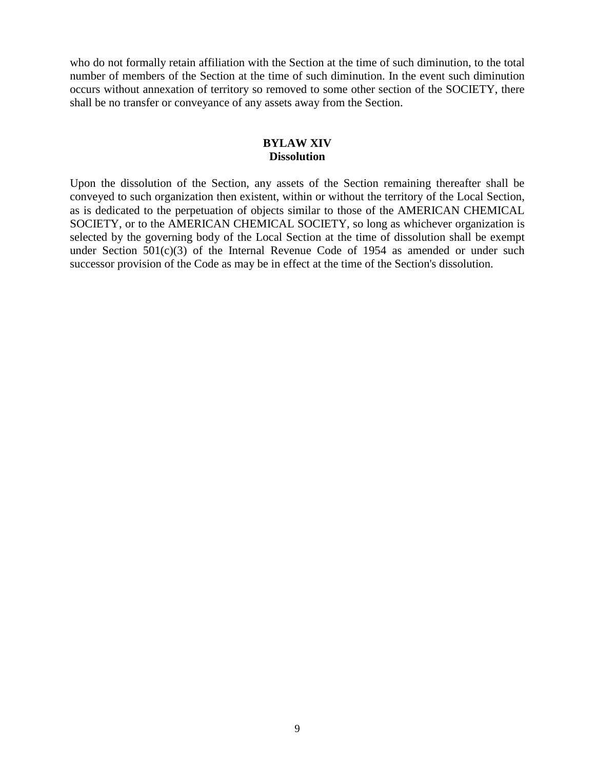who do not formally retain affiliation with the Section at the time of such diminution, to the total number of members of the Section at the time of such diminution. In the event such diminution occurs without annexation of territory so removed to some other section of the SOCIETY, there shall be no transfer or conveyance of any assets away from the Section.

## BYLAW XIV
## Dissolution

Upon the dissolution of the Section, any assets of the Section remaining thereafter shall be conveyed to such organization then existent, within or without the territory of the Local Section, as is dedicated to the perpetuation of objects similar to those of the AMERICAN CHEMICAL SOCIETY, or to the AMERICAN CHEMICAL SOCIETY, so long as whichever organization is selected by the governing body of the Local Section at the time of dissolution shall be exempt under Section 501(c)(3) of the Internal Revenue Code of 1954 as amended or under such successor provision of the Code as may be in effect at the time of the Section's dissolution.